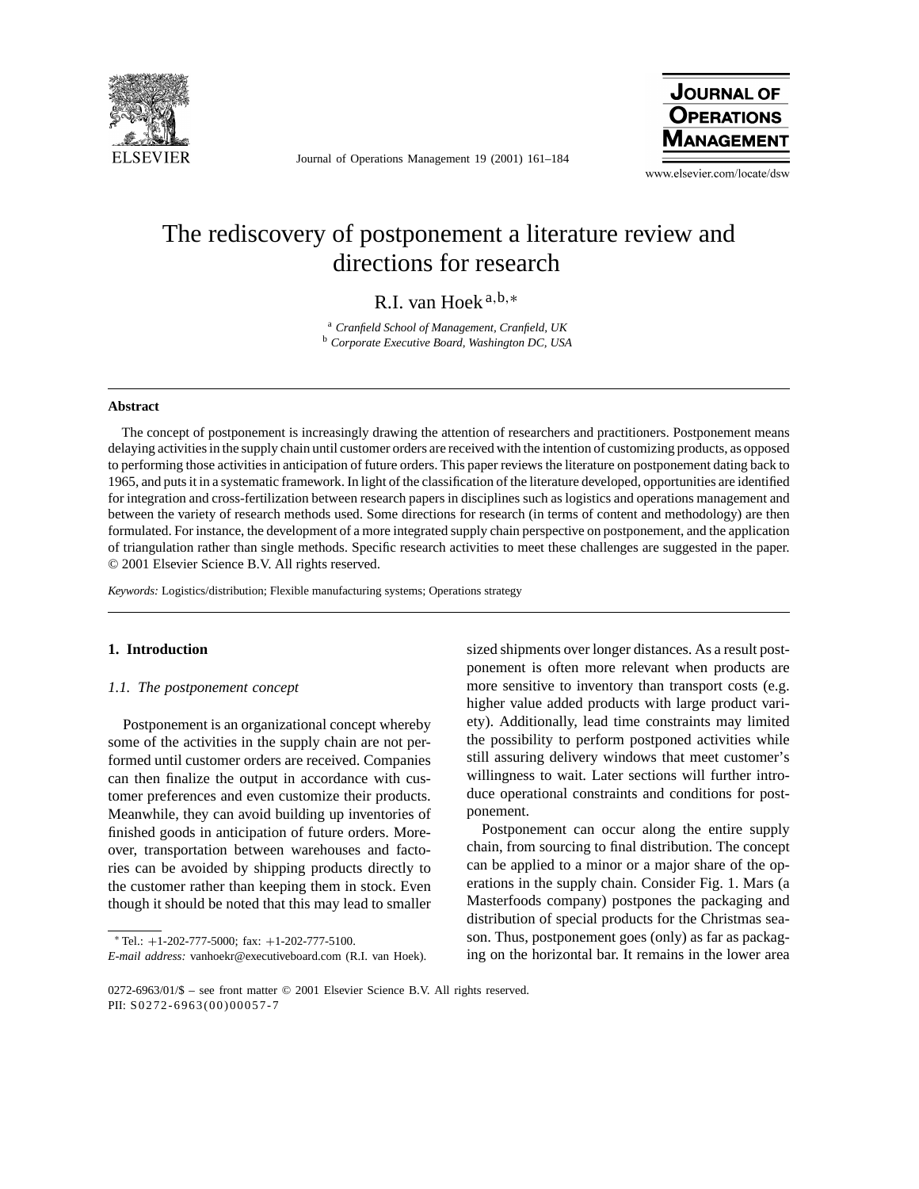# The rediscovery of postponement a literature review and directions for research

R.I. van Hoek [a,b,*]

[a] *Cranfield School of Management, Cranfield, UK*
[b] *Corporate Executive Board, Washington DC, USA*

## Abstract

The concept of postponement is increasingly drawing the attention of researchers and practitioners. Postponement means delaying activities in the supply chain until customer orders are received with the intention of customizing products, as opposed to performing those activities in anticipation of future orders. This paper reviews the literature on postponement dating back to 1965, and puts it in a systematic framework. In light of the classification of the literature developed, opportunities are identified for integration and cross-fertilization between research papers in disciplines such as logistics and operations management and between the variety of research methods used. Some directions for research (in terms of content and methodology) are then formulated. For instance, the development of a more integrated supply chain perspective on postponement, and the application of triangulation rather than single methods. Specific research activities to meet these challenges are suggested in the paper. © 2001 Elsevier Science B.V. All rights reserved.

*Keywords:* Logistics/distribution; Flexible manufacturing systems; Operations strategy

## 1. Introduction

### 1.1. The postponement concept

Postponement is an organizational concept whereby some of the activities in the supply chain are not performed until customer orders are received. Companies can then finalize the output in accordance with customer preferences and even customize their products. Meanwhile, they can avoid building up inventories of finished goods in anticipation of future orders. Moreover, transportation between warehouses and factories can be avoided by shipping products directly to the customer rather than keeping them in stock. Even though it should be noted that this may lead to smaller sized shipments over longer distances. As a result postponement is often more relevant when products are more sensitive to inventory than transport costs (e.g. higher value added products with large product variety). Additionally, lead time constraints may limited the possibility to perform postponed activities while still assuring delivery windows that meet customer's willingness to wait. Later sections will further introduce operational constraints and conditions for postponement.

Postponement can occur along the entire supply chain, from sourcing to final distribution. The concept can be applied to a minor or a major share of the operations in the supply chain. Consider Fig. 1. Mars (a Masterfoods company) postpones the packaging and distribution of special products for the Christmas season. Thus, postponement goes (only) as far as packaging on the horizontal bar. It remains in the lower area

---

* Tel.: +1-202-777-5000; fax: +1-202-777-5100.
*E-mail address:* vanhoekr@executiveboard.com (R.I. van Hoek).

0272-6963/01/$ – see front matter © 2001 Elsevier Science B.V. All rights reserved.
PII: S0272-6963(00)00057-7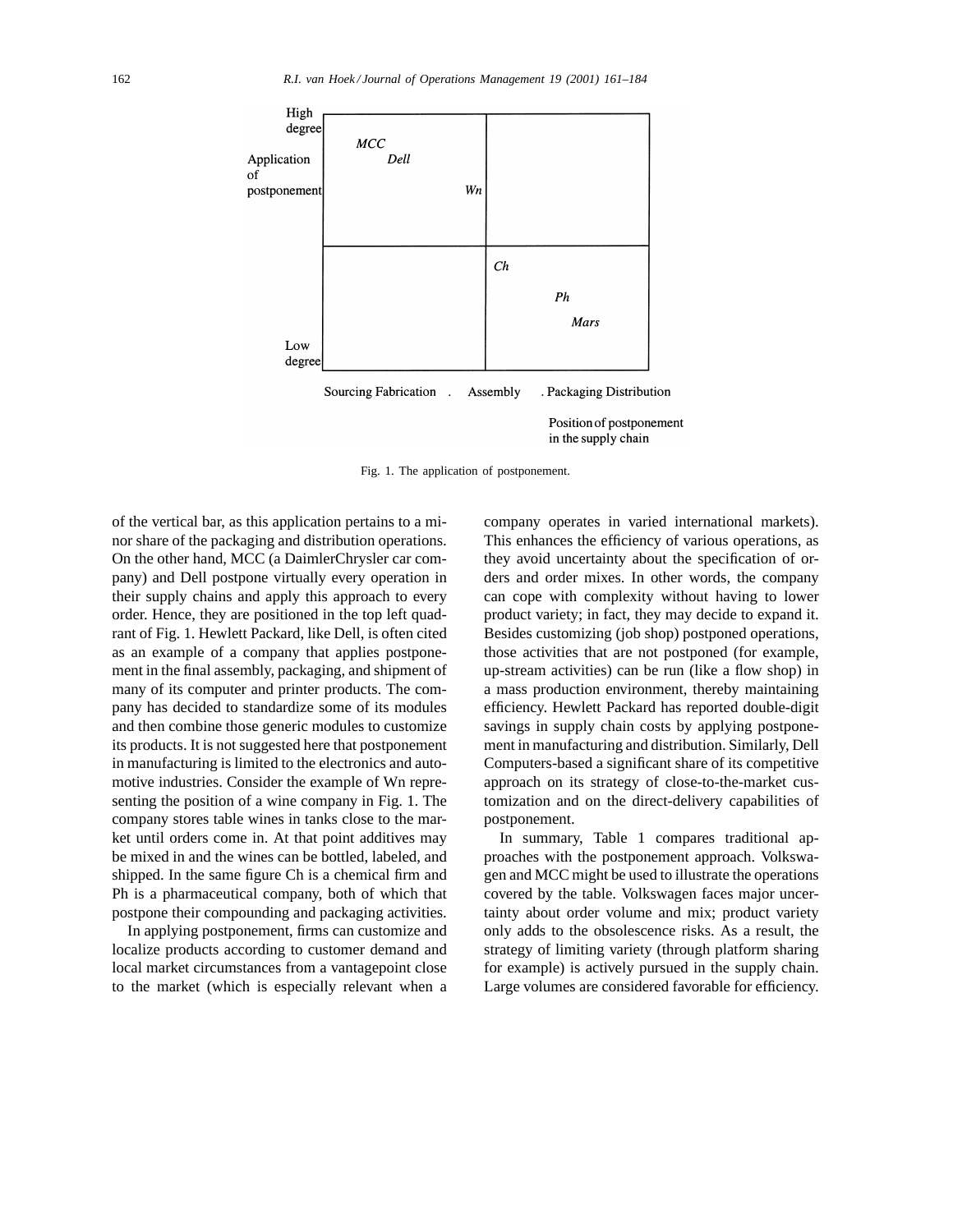High degree

Application of postponement

MCC

Dell

Wn

Ch

Ph

Mars

Low degree

Sourcing Fabrication . Assembly . Packaging Distribution

Position of postponement in the supply chain

Fig. 1. The application of postponement.

of the vertical bar, as this application pertains to a minor share of the packaging and distribution operations. On the other hand, MCC (a DaimlerChrysler car company) and Dell postpone virtually every operation in their supply chains and apply this approach to every order. Hence, they are positioned in the top left quadrant of Fig. 1. Hewlett Packard, like Dell, is often cited as an example of a company that applies postponement in the final assembly, packaging, and shipment of many of its computer and printer products. The company has decided to standardize some of its modules and then combine those generic modules to customize its products. It is not suggested here that postponement in manufacturing is limited to the electronics and automotive industries. Consider the example of Wn representing the position of a wine company in Fig. 1. The company stores table wines in tanks close to the market until orders come in. At that point additives may be mixed in and the wines can be bottled, labeled, and shipped. In the same figure Ch is a chemical firm and Ph is a pharmaceutical company, both of which that postpone their compounding and packaging activities.

In applying postponement, firms can customize and localize products according to customer demand and local market circumstances from a vantagepoint close to the market (which is especially relevant when a company operates in varied international markets). This enhances the efficiency of various operations, as they avoid uncertainty about the specification of orders and order mixes. In other words, the company can cope with complexity without having to lower product variety; in fact, they may decide to expand it. Besides customizing (job shop) postponed operations, those activities that are not postponed (for example, up-stream activities) can be run (like a flow shop) in a mass production environment, thereby maintaining efficiency. Hewlett Packard has reported double-digit savings in supply chain costs by applying postponement in manufacturing and distribution. Similarly, Dell Computers-based a significant share of its competitive approach on its strategy of close-to-the-market customization and on the direct-delivery capabilities of postponement.

In summary, Table 1 compares traditional approaches with the postponement approach. Volkswagen and MCC might be used to illustrate the operations covered by the table. Volkswagen faces major uncertainty about order volume and mix; product variety only adds to the obsolescence risks. As a result, the strategy of limiting variety (through platform sharing for example) is actively pursued in the supply chain. Large volumes are considered favorable for efficiency.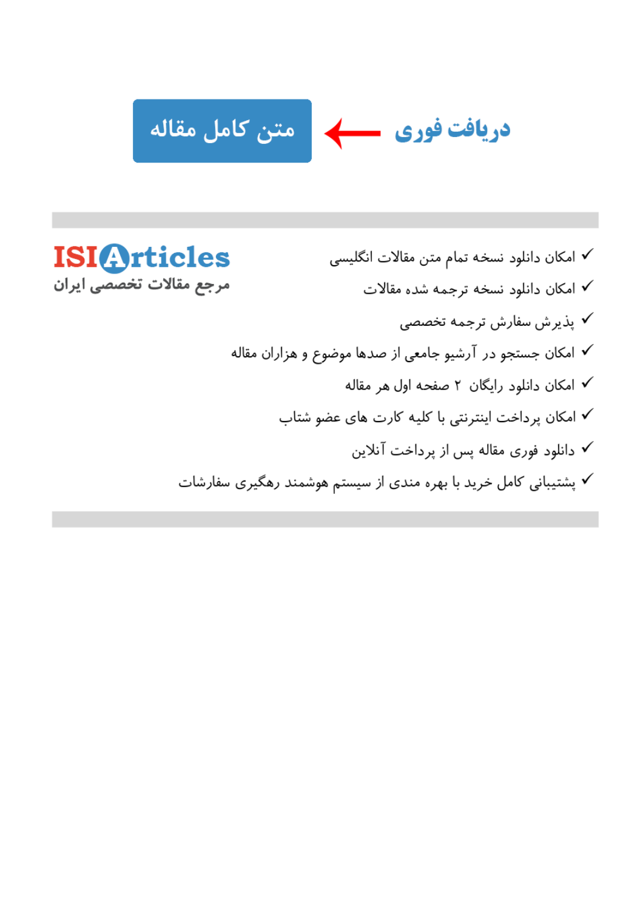دریافت فوری ← متن کامل مقاله

**ISIArticles**
مرجع مقالات تخصصی ایران

- ✓ امکان دانلود نسخه تمام متن مقالات انگلیسی
- ✓ امکان دانلود نسخه ترجمه شده مقالات
- ✓ پذیرش سفارش ترجمه تخصصی
- ✓ امکان جستجو در آرشیو جامعی از صدها موضوع و هزاران مقاله
- ✓ امکان دانلود رایگان ۲ صفحه اول هر مقاله
- ✓ امکان پرداخت اینترنتی با کلیه کارت های عضو شتاب
- ✓ دانلود فوری مقاله پس از پرداخت آنلاین
- ✓ پشتیبانی کامل خرید با بهره مندی از سیستم هوشمند رهگیری سفارشات